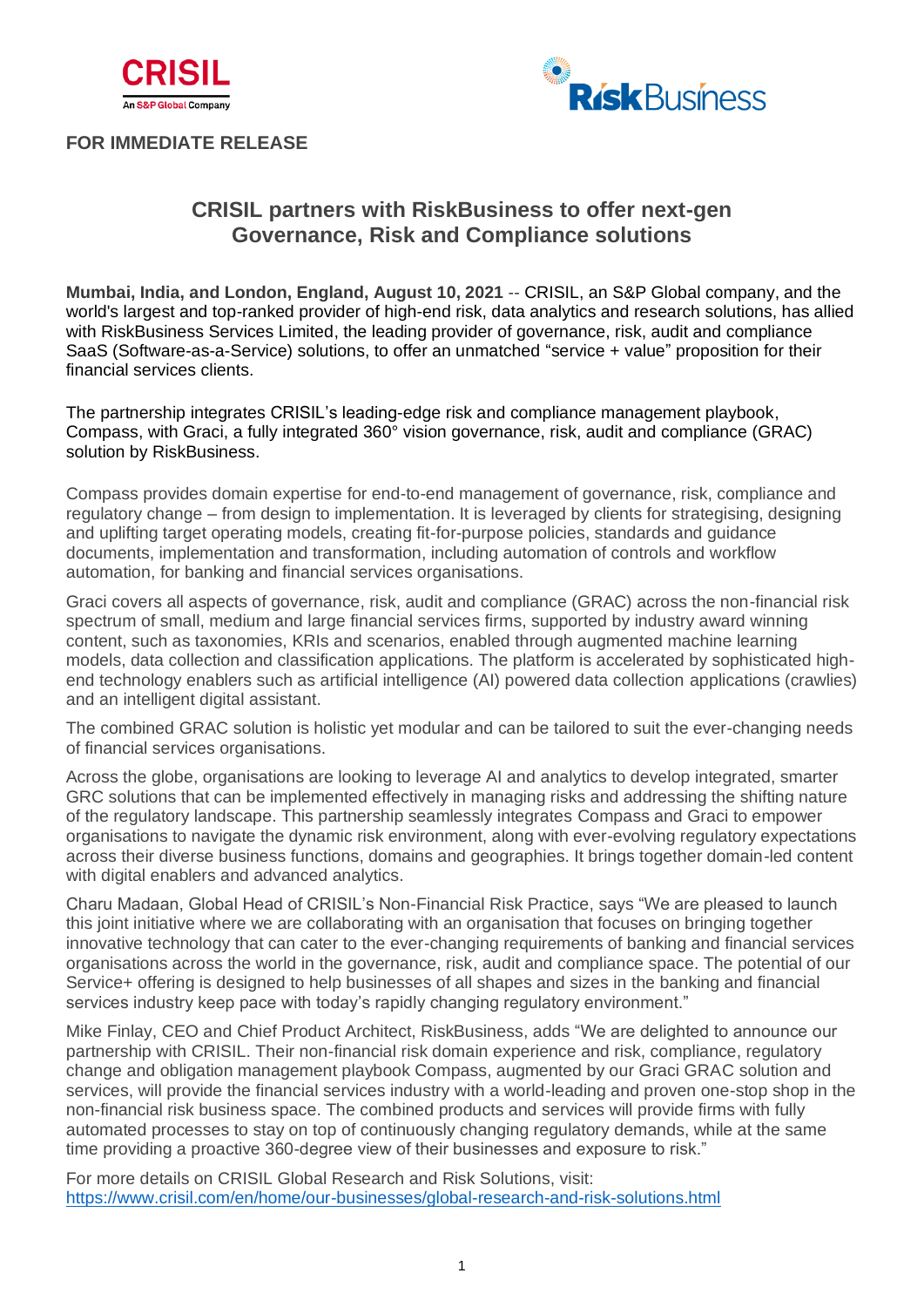**FOR IMMEDIATE RELEASE**

# CRISIL partners with RiskBusiness to offer next-gen Governance, Risk and Compliance solutions

**Mumbai, India, and London, England, August 10, 2021** -- CRISIL, an S&P Global company, and the world's largest and top-ranked provider of high-end risk, data analytics and research solutions, has allied with RiskBusiness Services Limited, the leading provider of governance, risk, audit and compliance SaaS (Software-as-a-Service) solutions, to offer an unmatched "service + value" proposition for their financial services clients.

The partnership integrates CRISIL's leading-edge risk and compliance management playbook, Compass, with Graci, a fully integrated 360° vision governance, risk, audit and compliance (GRAC) solution by RiskBusiness.

Compass provides domain expertise for end-to-end management of governance, risk, compliance and regulatory change – from design to implementation. It is leveraged by clients for strategising, designing and uplifting target operating models, creating fit-for-purpose policies, standards and guidance documents, implementation and transformation, including automation of controls and workflow automation, for banking and financial services organisations.

Graci covers all aspects of governance, risk, audit and compliance (GRAC) across the non-financial risk spectrum of small, medium and large financial services firms, supported by industry award winning content, such as taxonomies, KRIs and scenarios, enabled through augmented machine learning models, data collection and classification applications. The platform is accelerated by sophisticated high-end technology enablers such as artificial intelligence (AI) powered data collection applications (crawlies) and an intelligent digital assistant.

The combined GRAC solution is holistic yet modular and can be tailored to suit the ever-changing needs of financial services organisations.

Across the globe, organisations are looking to leverage AI and analytics to develop integrated, smarter GRC solutions that can be implemented effectively in managing risks and addressing the shifting nature of the regulatory landscape. This partnership seamlessly integrates Compass and Graci to empower organisations to navigate the dynamic risk environment, along with ever-evolving regulatory expectations across their diverse business functions, domains and geographies. It brings together domain-led content with digital enablers and advanced analytics.

Charu Madaan, Global Head of CRISIL's Non-Financial Risk Practice, says "We are pleased to launch this joint initiative where we are collaborating with an organisation that focuses on bringing together innovative technology that can cater to the ever-changing requirements of banking and financial services organisations across the world in the governance, risk, audit and compliance space. The potential of our Service+ offering is designed to help businesses of all shapes and sizes in the banking and financial services industry keep pace with today's rapidly changing regulatory environment."

Mike Finlay, CEO and Chief Product Architect, RiskBusiness, adds "We are delighted to announce our partnership with CRISIL. Their non-financial risk domain experience and risk, compliance, regulatory change and obligation management playbook Compass, augmented by our Graci GRAC solution and services, will provide the financial services industry with a world-leading and proven one-stop shop in the non-financial risk business space. The combined products and services will provide firms with fully automated processes to stay on top of continuously changing regulatory demands, while at the same time providing a proactive 360-degree view of their businesses and exposure to risk."

For more details on CRISIL Global Research and Risk Solutions, visit:
https://www.crisil.com/en/home/our-businesses/global-research-and-risk-solutions.html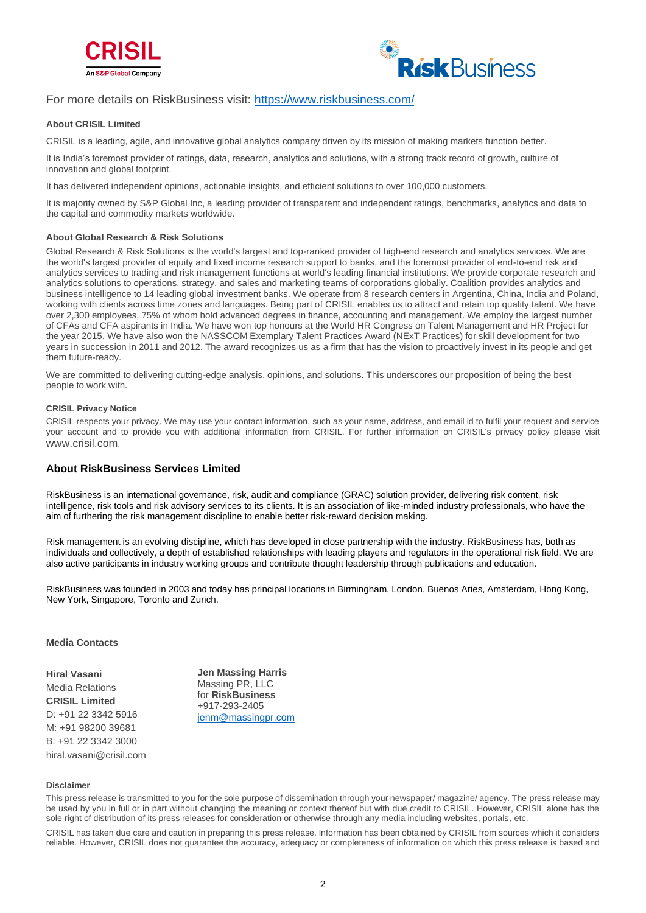For more details on RiskBusiness visit: [https://www.riskbusiness.com/](https://www.riskbusiness.com/)

**About CRISIL Limited**

CRISIL is a leading, agile, and innovative global analytics company driven by its mission of making markets function better.

It is India's foremost provider of ratings, data, research, analytics and solutions, with a strong track record of growth, culture of innovation and global footprint.

It has delivered independent opinions, actionable insights, and efficient solutions to over 100,000 customers.

It is majority owned by S&P Global Inc, a leading provider of transparent and independent ratings, benchmarks, analytics and data to the capital and commodity markets worldwide.

**About Global Research & Risk Solutions**

Global Research & Risk Solutions is the world's largest and top-ranked provider of high-end research and analytics services. We are the world's largest provider of equity and fixed income research support to banks, and the foremost provider of end-to-end risk and analytics services to trading and risk management functions at world's leading financial institutions. We provide corporate research and analytics solutions to operations, strategy, and sales and marketing teams of corporations globally. Coalition provides analytics and business intelligence to 14 leading global investment banks. We operate from 8 research centers in Argentina, China, India and Poland, working with clients across time zones and languages. Being part of CRISIL enables us to attract and retain top quality talent. We have over 2,300 employees, 75% of whom hold advanced degrees in finance, accounting and management. We employ the largest number of CFAs and CFA aspirants in India. We have won top honours at the World HR Congress on Talent Management and HR Project for the year 2015. We have also won the NASSCOM Exemplary Talent Practices Award (NExT Practices) for skill development for two years in succession in 2011 and 2012. The award recognizes us as a firm that has the vision to proactively invest in its people and get them future-ready.

We are committed to delivering cutting-edge analysis, opinions, and solutions. This underscores our proposition of being the best people to work with.

**CRISIL Privacy Notice**

CRISIL respects your privacy. We may use your contact information, such as your name, address, and email id to fulfil your request and service your account and to provide you with additional information from CRISIL. For further information on CRISIL's privacy policy please visit www.crisil.com.

## About RiskBusiness Services Limited

RiskBusiness is an international governance, risk, audit and compliance (GRAC) solution provider, delivering risk content, risk intelligence, risk tools and risk advisory services to its clients. It is an association of like-minded industry professionals, who have the aim of furthering the risk management discipline to enable better risk-reward decision making.

Risk management is an evolving discipline, which has developed in close partnership with the industry. RiskBusiness has, both as individuals and collectively, a depth of established relationships with leading players and regulators in the operational risk field. We are also active participants in industry working groups and contribute thought leadership through publications and education.

RiskBusiness was founded in 2003 and today has principal locations in Birmingham, London, Buenos Aries, Amsterdam, Hong Kong, New York, Singapore, Toronto and Zurich.

**Media Contacts**

**Hiral Vasani**
Media Relations
**CRISIL Limited**
D: +91 22 3342 5916
M: +91 98200 39681
B: +91 22 3342 3000
hiral.vasani@crisil.com

**Jen Massing Harris**
Massing PR, LLC
for **RiskBusiness**
+917-293-2405
[jenm@massingpr.com](mailto:jenm@massingpr.com)

**Disclaimer**

This press release is transmitted to you for the sole purpose of dissemination through your newspaper/ magazine/ agency. The press release may be used by you in full or in part without changing the meaning or context thereof but with due credit to CRISIL. However, CRISIL alone has the sole right of distribution of its press releases for consideration or otherwise through any media including websites, portals, etc.

CRISIL has taken due care and caution in preparing this press release. Information has been obtained by CRISIL from sources which it considers reliable. However, CRISIL does not guarantee the accuracy, adequacy or completeness of information on which this press release is based and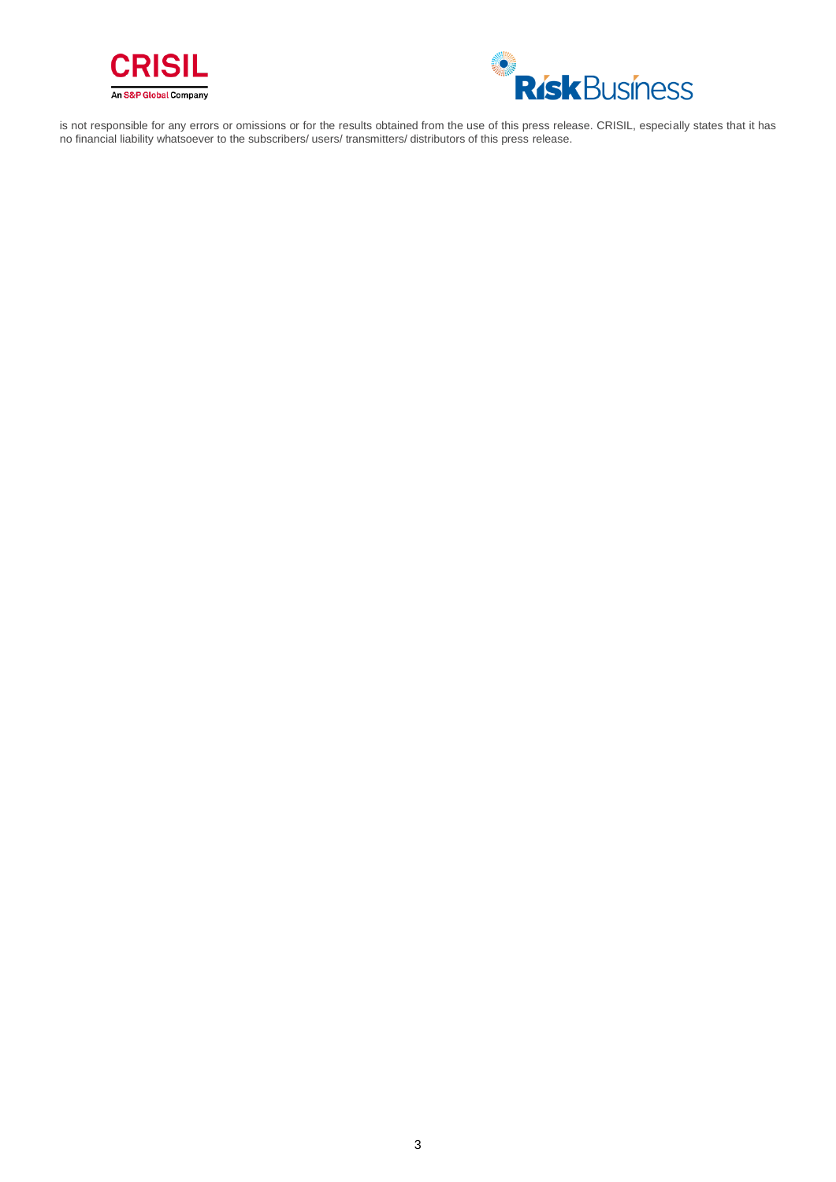is not responsible for any errors or omissions or for the results obtained from the use of this press release. CRISIL, especially states that it has no financial liability whatsoever to the subscribers/ users/ transmitters/ distributors of this press release.